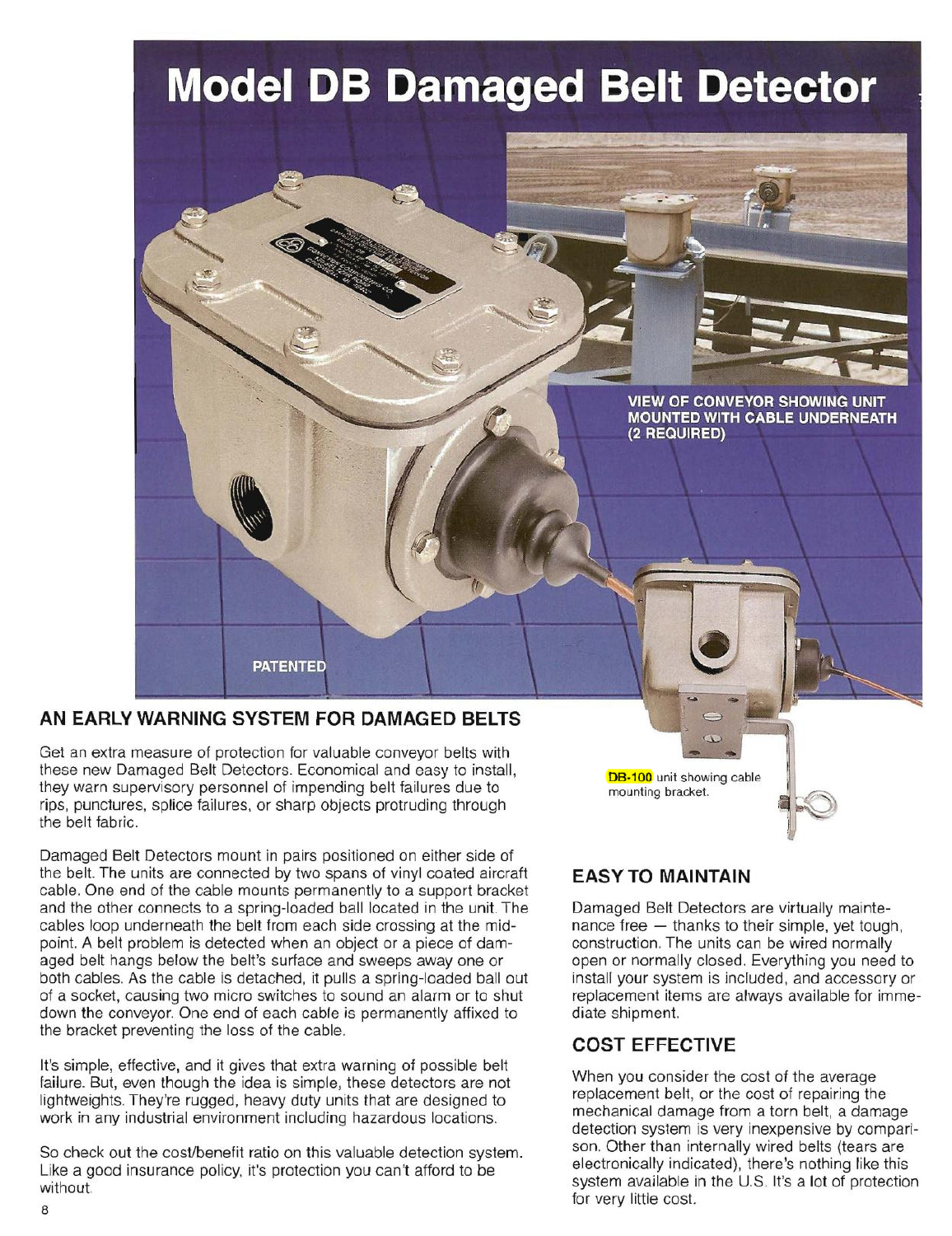# Model DB Damaged Belt Detector

VIEW OF CONVEYOR SHOWING UNIT MOUNTED WITH CABLE UNDERNEATH (2 REQUIRED)

PATENTED

DB-100 unit showing cable mounting bracket.

## AN EARLY WARNING SYSTEM FOR DAMAGED BELTS

Get an extra measure of protection for valuable conveyor belts with these new Damaged Belt Detectors. Economical and easy to install, they warn supervisory personnel of impending belt failures due to rips, punctures, splice failures, or sharp objects protruding through the belt fabric.

Damaged Belt Detectors mount in pairs positioned on either side of the belt. The units are connected by two spans of vinyl coated aircraft cable. One end of the cable mounts permanently to a support bracket and the other connects to a spring-loaded ball located in the unit. The cables loop underneath the belt from each side crossing at the mid-point. A belt problem is detected when an object or a piece of damaged belt hangs below the belt's surface and sweeps away one or both cables. As the cable is detached, it pulls a spring-loaded ball out of a socket, causing two micro switches to sound an alarm or to shut down the conveyor. One end of each cable is permanently affixed to the bracket preventing the loss of the cable.

It's simple, effective, and it gives that extra warning of possible belt failure. But, even though the idea is simple, these detectors are not lightweights. They're rugged, heavy duty units that are designed to work in any industrial environment including hazardous locations.

So check out the cost/benefit ratio on this valuable detection system. Like a good insurance policy, it's protection you can't afford to be without.

## EASY TO MAINTAIN

Damaged Belt Detectors are virtually maintenance free — thanks to their simple, yet tough, construction. The units can be wired normally open or normally closed. Everything you need to install your system is included, and accessory or replacement items are always available for immediate shipment.

## COST EFFECTIVE

When you consider the cost of the average replacement belt, or the cost of repairing the mechanical damage from a torn belt, a damage detection system is very inexpensive by comparison. Other than internally wired belts (tears are electronically indicated), there's nothing like this system available in the U.S. It's a lot of protection for very little cost.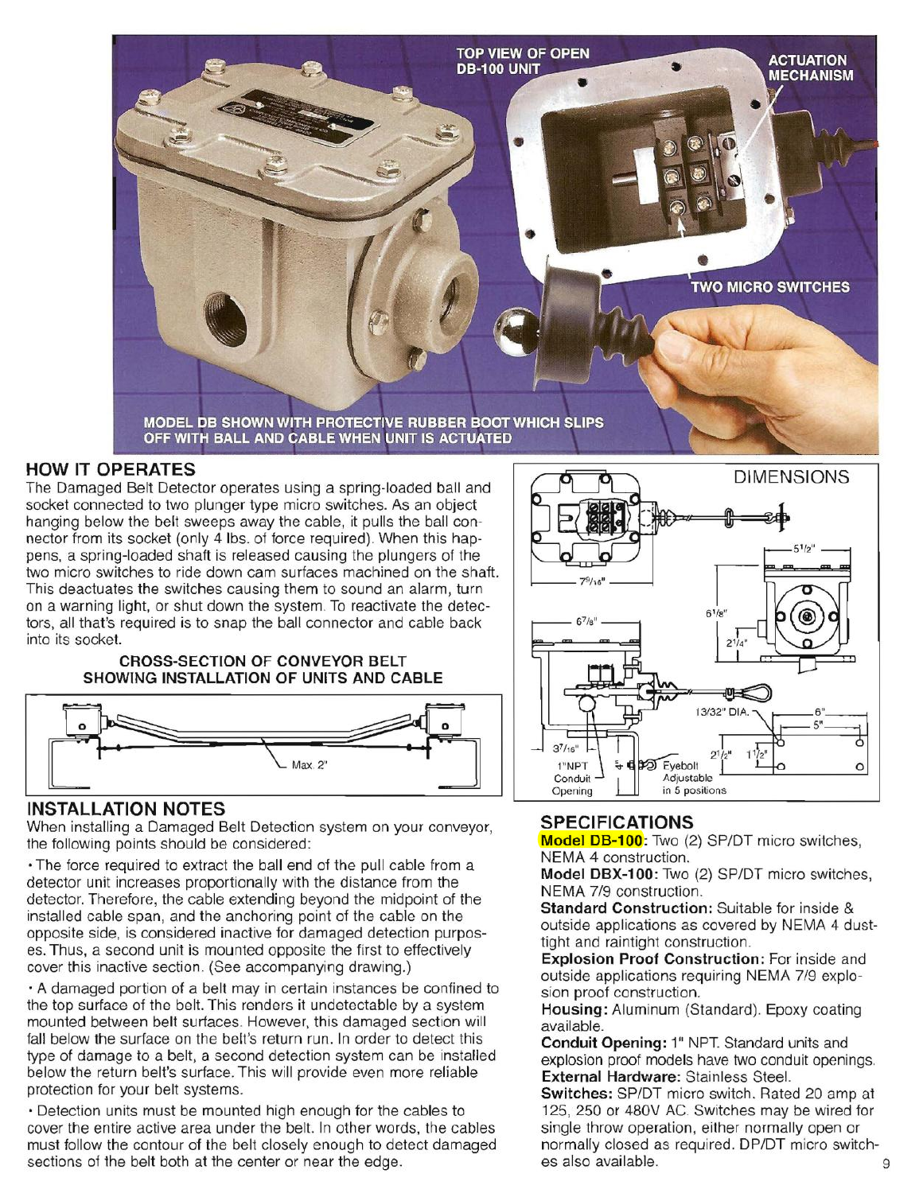TOP VIEW OF OPEN DB-100 UNIT

ACTUATION MECHANISM

TWO MICRO SWITCHES

MODEL DB SHOWN WITH PROTECTIVE RUBBER BOOT WHICH SLIPS OFF WITH BALL AND CABLE WHEN UNIT IS ACTUATED

## HOW IT OPERATES

The Damaged Belt Detector operates using a spring-loaded ball and socket connected to two plunger type micro switches. As an object hanging below the belt sweeps away the cable, it pulls the ball connector from its socket (only 4 lbs. of force required). When this happens, a spring-loaded shaft is released causing the plungers of the two micro switches to ride down cam surfaces machined on the shaft. This deactuates the switches causing them to sound an alarm, turn on a warning light, or shut down the system. To reactivate the detectors, all that's required is to snap the ball connector and cable back into its socket.

**CROSS-SECTION OF CONVEYOR BELT SHOWING INSTALLATION OF UNITS AND CABLE**

Max. 2"

## INSTALLATION NOTES

When installing a Damaged Belt Detection system on your conveyor, the following points should be considered:

- The force required to extract the ball end of the pull cable from a detector unit increases proportionally with the distance from the detector. Therefore, the cable extending beyond the midpoint of the installed cable span, and the anchoring point of the cable on the opposite side, is considered inactive for damaged detection purposes. Thus, a second unit is mounted opposite the first to effectively cover this inactive section. (See accompanying drawing.)
- A damaged portion of a belt may in certain instances be confined to the top surface of the belt. This renders it undetectable by a system mounted between belt surfaces. However, this damaged section will fall below the surface on the belt's return run. In order to detect this type of damage to a belt, a second detection system can be installed below the return belt's surface. This will provide even more reliable protection for your belt systems.
- Detection units must be mounted high enough for the cables to cover the entire active area under the belt. In other words, the cables must follow the contour of the belt closely enough to detect damaged sections of the belt both at the center or near the edge.

DIMENSIONS

5 1/2"

7 9/16"

6 7/8"

6 1/8"

2 1/4"

13/32" DIA.

6"

5"

3 7/16"

2 1/2"

1 1/2"

1"NPT Conduit Opening

Eyebolt Adjustable in 5 positions

## SPECIFICATIONS

**Model DB-100:** Two (2) SP/DT micro switches, NEMA 4 construction.

**Model DBX-100:** Two (2) SP/DT micro switches, NEMA 7/9 construction.

**Standard Construction:** Suitable for inside & outside applications as covered by NEMA 4 dust-tight and raintight construction.

**Explosion Proof Construction:** For inside and outside applications requiring NEMA 7/9 explosion proof construction.

**Housing:** Aluminum (Standard). Epoxy coating available.

**Conduit Opening:** 1" NPT. Standard units and explosion proof models have two conduit openings.

**External Hardware:** Stainless Steel.

**Switches:** SP/DT micro switch. Rated 20 amp at 125, 250 or 480V AC. Switches may be wired for single throw operation, either normally open or normally closed as required. DP/DT micro switches also available.